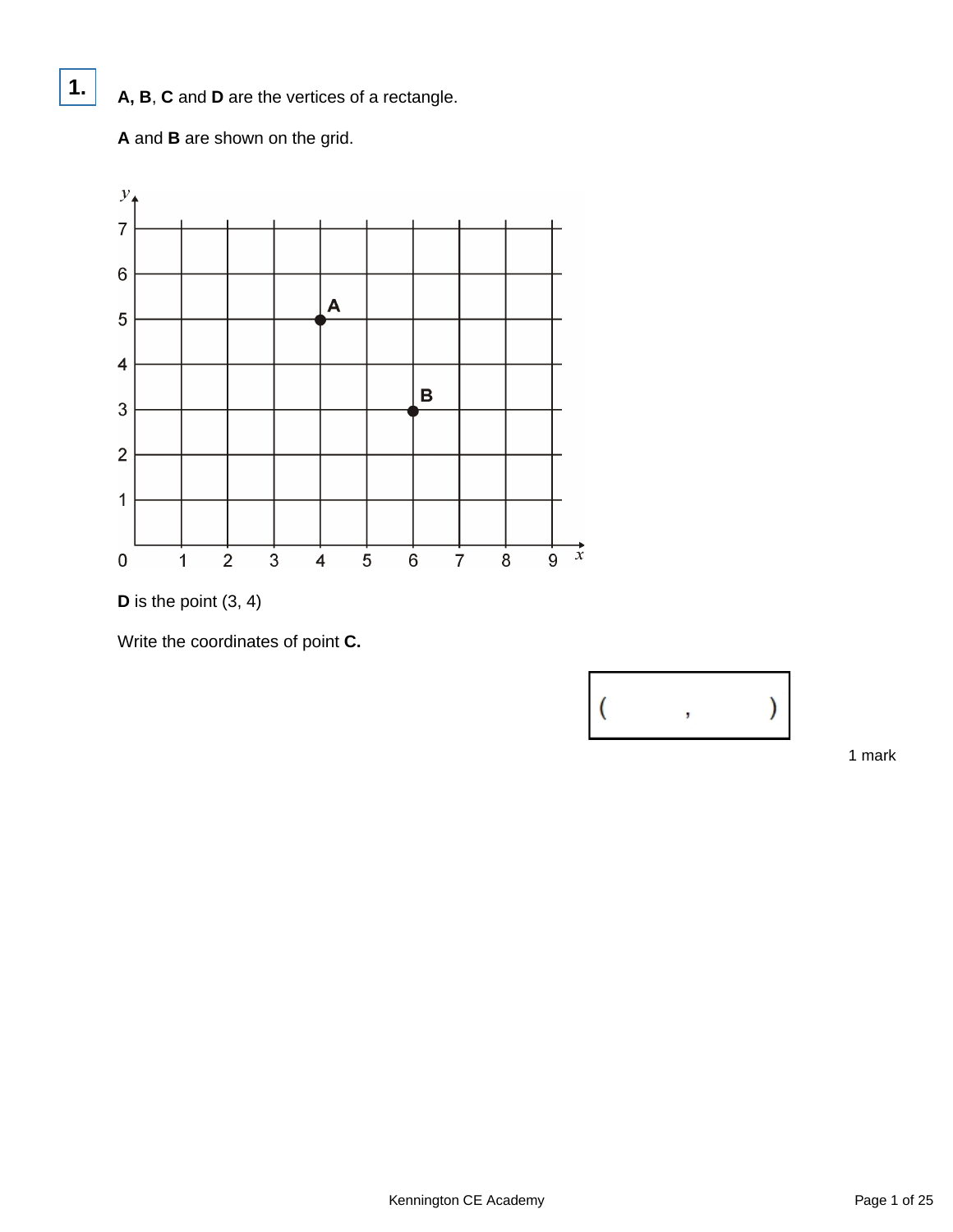**1.**

**A, B**, **C** and **D** are the vertices of a rectangle.

**A** and **B** are shown on the grid.

**D** is the point (3, 4)

Write the coordinates of point **C.**

( , )

1 mark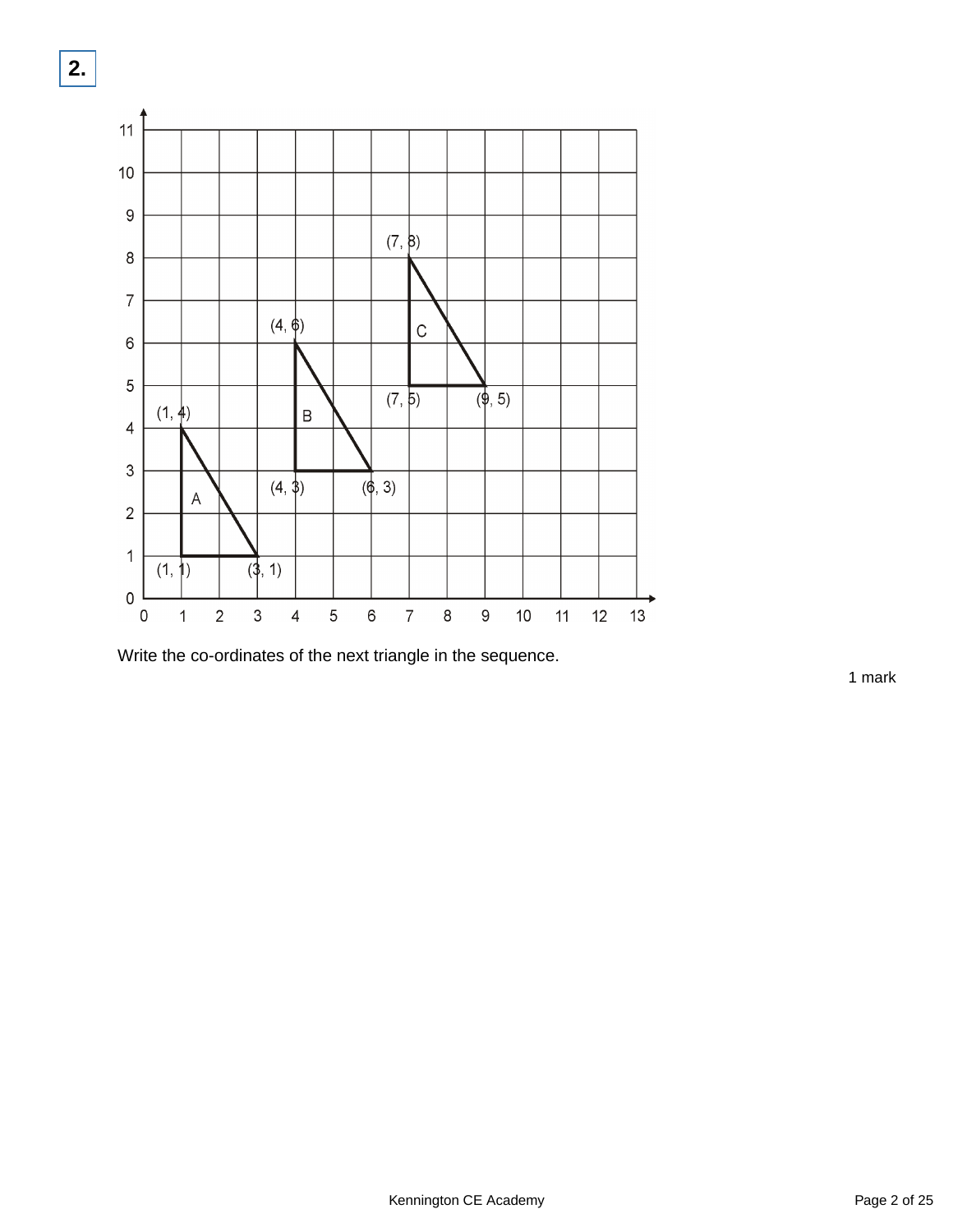**2.**

Write the co-ordinates of the next triangle in the sequence.

1 mark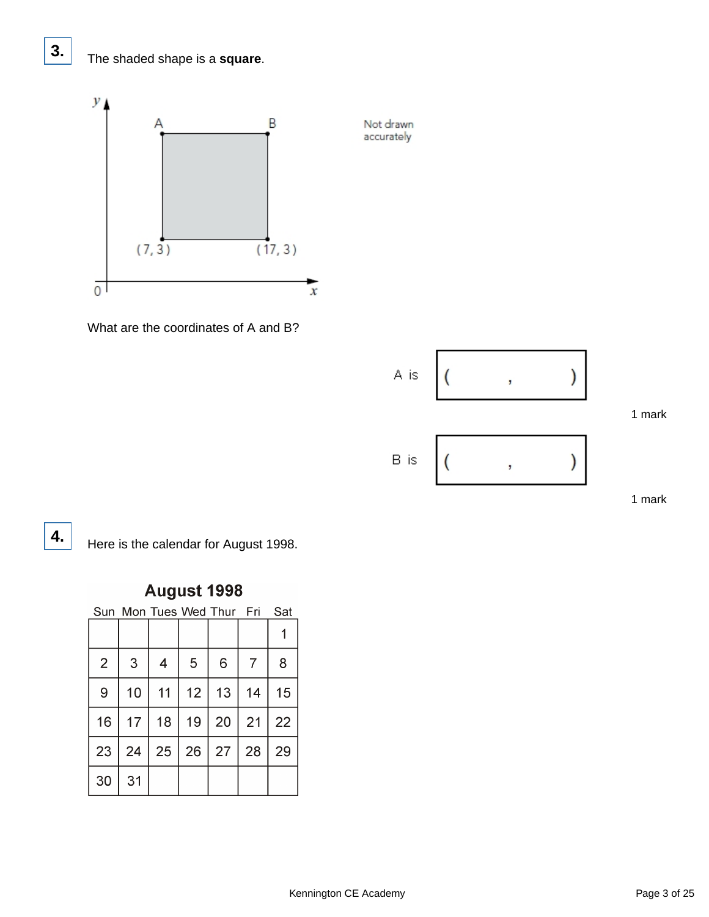**3.** The shaded shape is a **square**.

Not drawn accurately

What are the coordinates of A and B?

A is ( , )

1 mark

B is ( , )

1 mark

**4.** Here is the calendar for August 1998.

**August 1998**

| Sun | Mon | Tues | Wed | Thur | Fri | Sat |
|---|---|---|---|---|---|---|
| | | | | | | 1 |
| 2 | 3 | 4 | 5 | 6 | 7 | 8 |
| 9 | 10 | 11 | 12 | 13 | 14 | 15 |
| 16 | 17 | 18 | 19 | 20 | 21 | 22 |
| 23 | 24 | 25 | 26 | 27 | 28 | 29 |
| 30 | 31 | | | | | |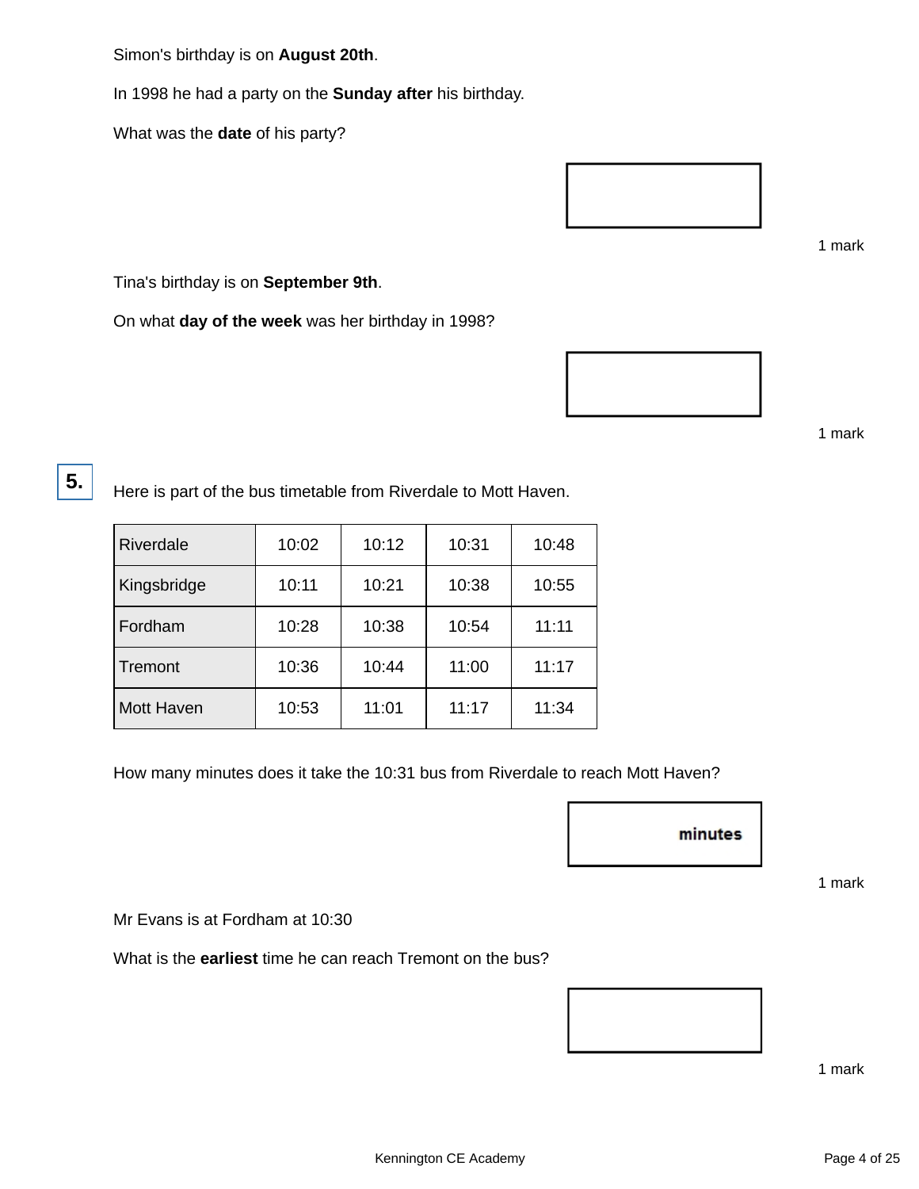Simon's birthday is on **August 20th**.

In 1998 he had a party on the **Sunday after** his birthday.

What was the **date** of his party?

1 mark

Tina's birthday is on **September 9th**.

On what **day of the week** was her birthday in 1998?

1 mark

**5.**

Here is part of the bus timetable from Riverdale to Mott Haven.

| | | | | |
|---|---|---|---|---|
| Riverdale | 10:02 | 10:12 | 10:31 | 10:48 |
| Kingsbridge | 10:11 | 10:21 | 10:38 | 10:55 |
| Fordham | 10:28 | 10:38 | 10:54 | 11:11 |
| Tremont | 10:36 | 10:44 | 11:00 | 11:17 |
| Mott Haven | 10:53 | 11:01 | 11:17 | 11:34 |

How many minutes does it take the 10:31 bus from Riverdale to reach Mott Haven?

minutes

1 mark

Mr Evans is at Fordham at 10:30

What is the **earliest** time he can reach Tremont on the bus?

1 mark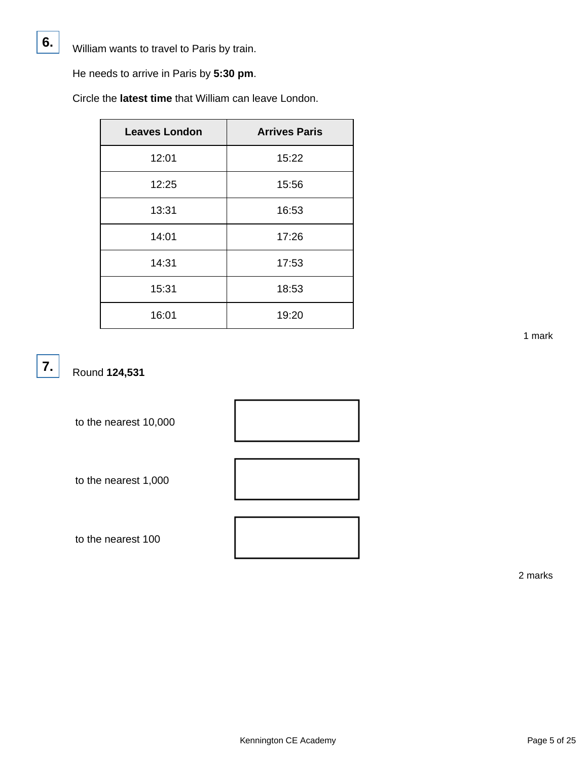**6.**

William wants to travel to Paris by train.

He needs to arrive in Paris by **5:30 pm**.

Circle the **latest time** that William can leave London.

| Leaves London | Arrives Paris |
|---|---|
| 12:01 | 15:22 |
| 12:25 | 15:56 |
| 13:31 | 16:53 |
| 14:01 | 17:26 |
| 14:31 | 17:53 |
| 15:31 | 18:53 |
| 16:01 | 19:20 |

1 mark

**7.**

Round **124,531**

to the nearest 10,000 ☐

to the nearest 1,000 ☐

to the nearest 100 ☐

2 marks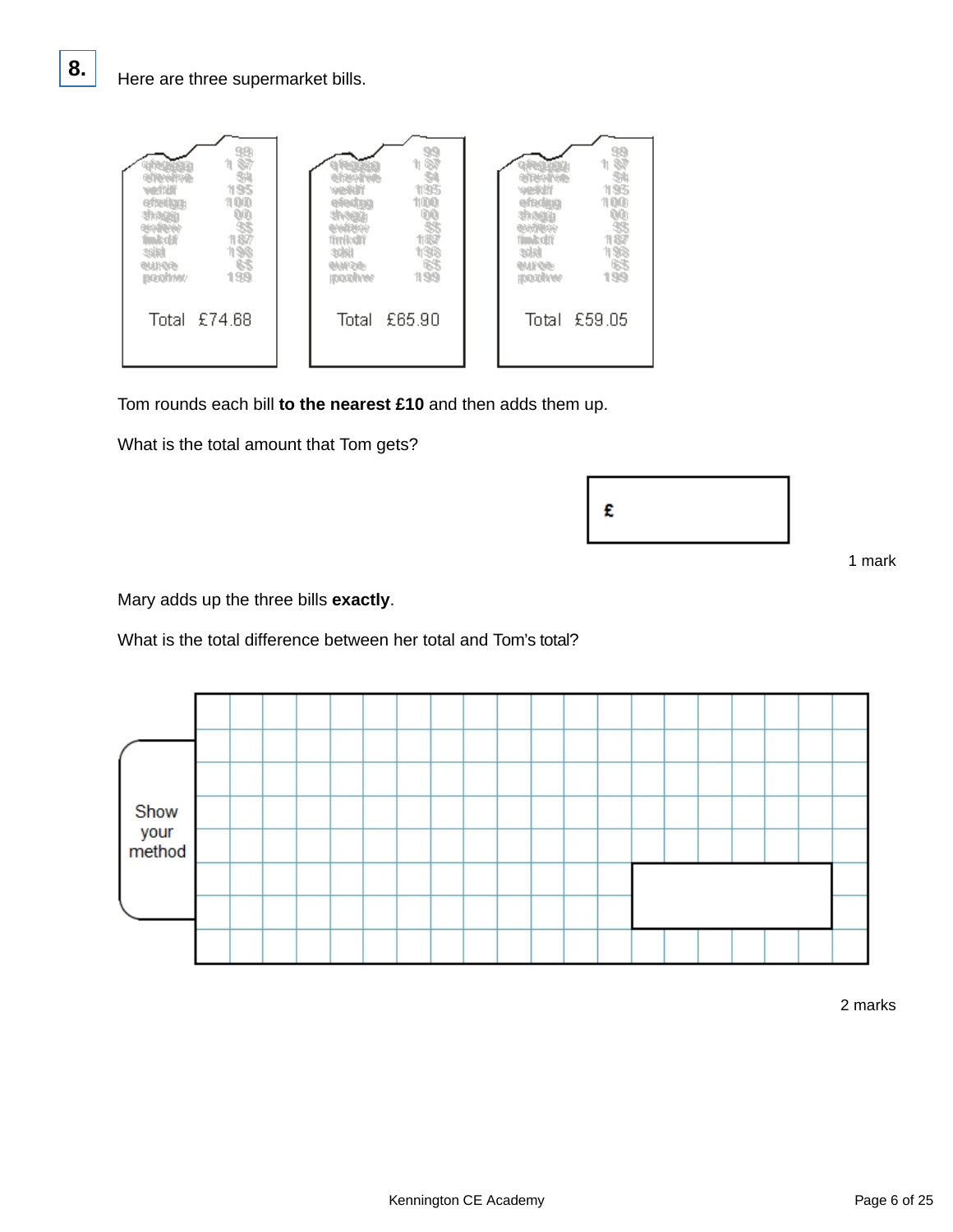**8.** Here are three supermarket bills.

Total £74.68

Total £65.90

Total £59.05

Tom rounds each bill **to the nearest £10** and then adds them up.

What is the total amount that Tom gets?

£

1 mark

Mary adds up the three bills **exactly**.

What is the total difference between her total and Tom's total?

Show your method

2 marks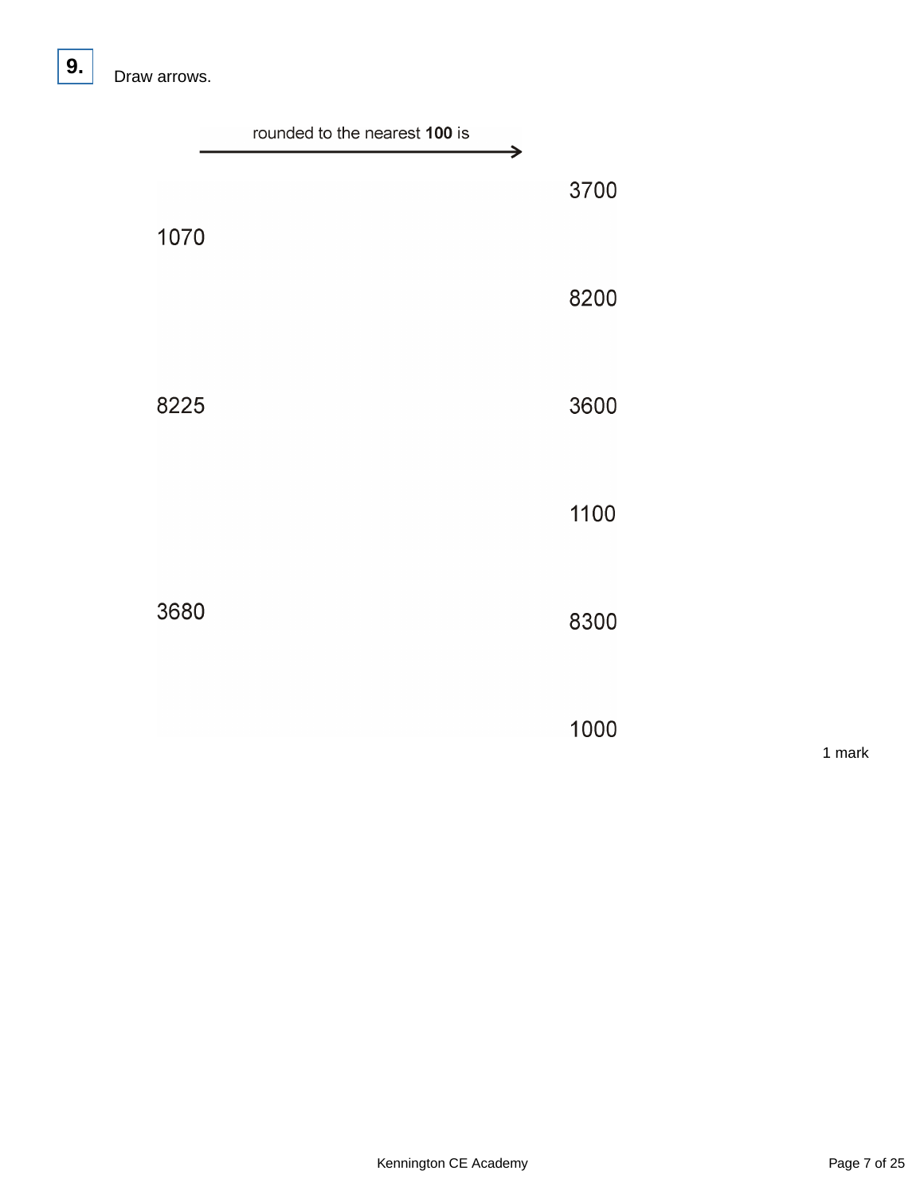**9.** Draw arrows.

rounded to the nearest **100** is →

| | |
|---|---|
| | 3700 |
| 1070 | |
| | 8200 |
| 8225 | 3600 |
| | 1100 |
| 3680 | 8300 |
| | 1000 |

1 mark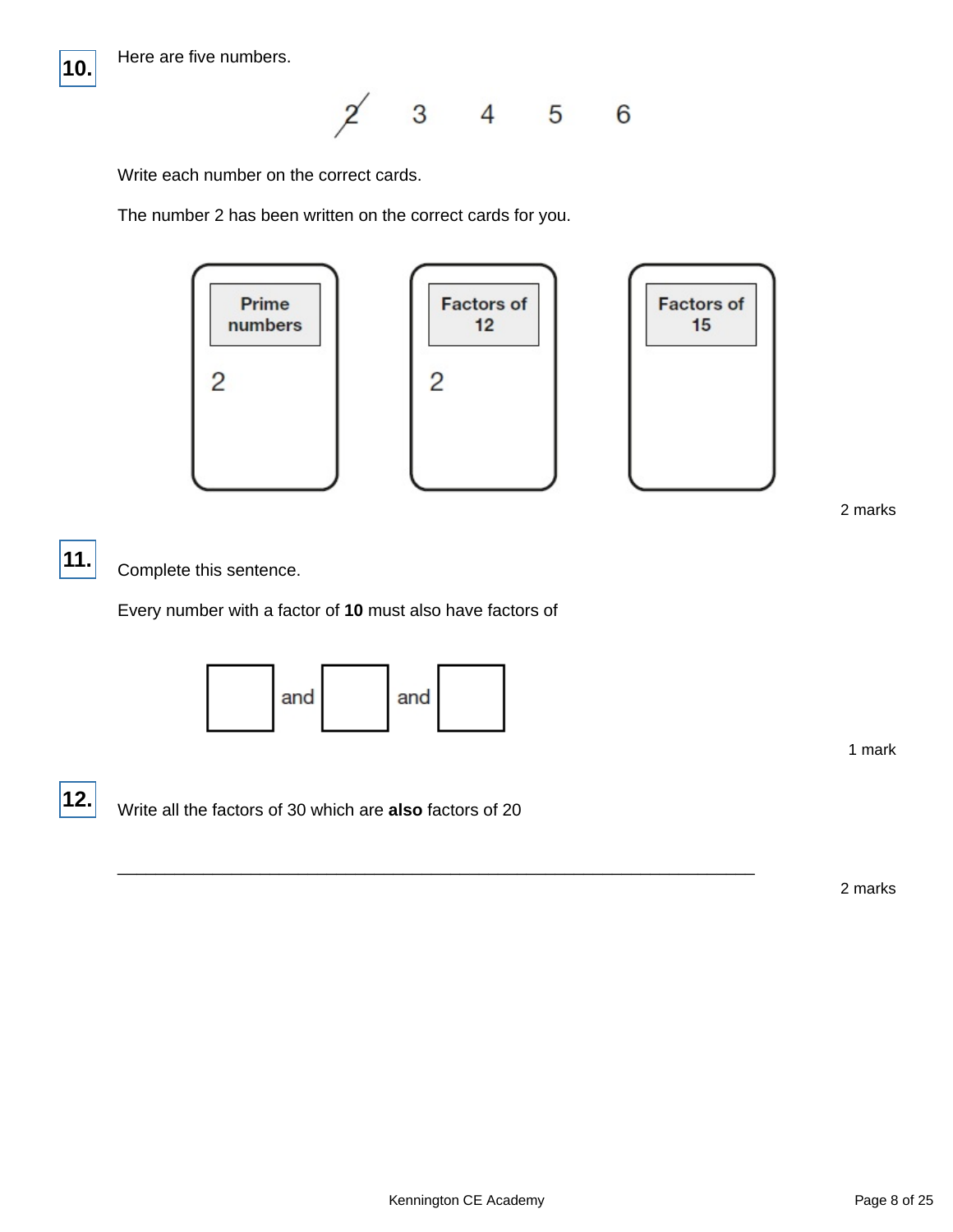**10.** Here are five numbers.

~~2~~ 3 4 5 6

Write each number on the correct cards.

The number 2 has been written on the correct cards for you.

| Prime numbers | Factors of 12 | Factors of 15 |
| --- | --- | --- |
| 2 | 2 | |

2 marks

**11.** Complete this sentence.

Every number with a factor of **10** must also have factors of

☐ and ☐ and ☐

1 mark

**12.** Write all the factors of 30 which are **also** factors of 20

\_\_\_\_\_\_\_\_\_\_\_\_\_\_\_\_\_\_\_\_\_\_\_\_\_\_\_\_\_\_\_\_\_\_\_\_\_\_\_\_\_\_\_\_\_\_\_\_\_\_

2 marks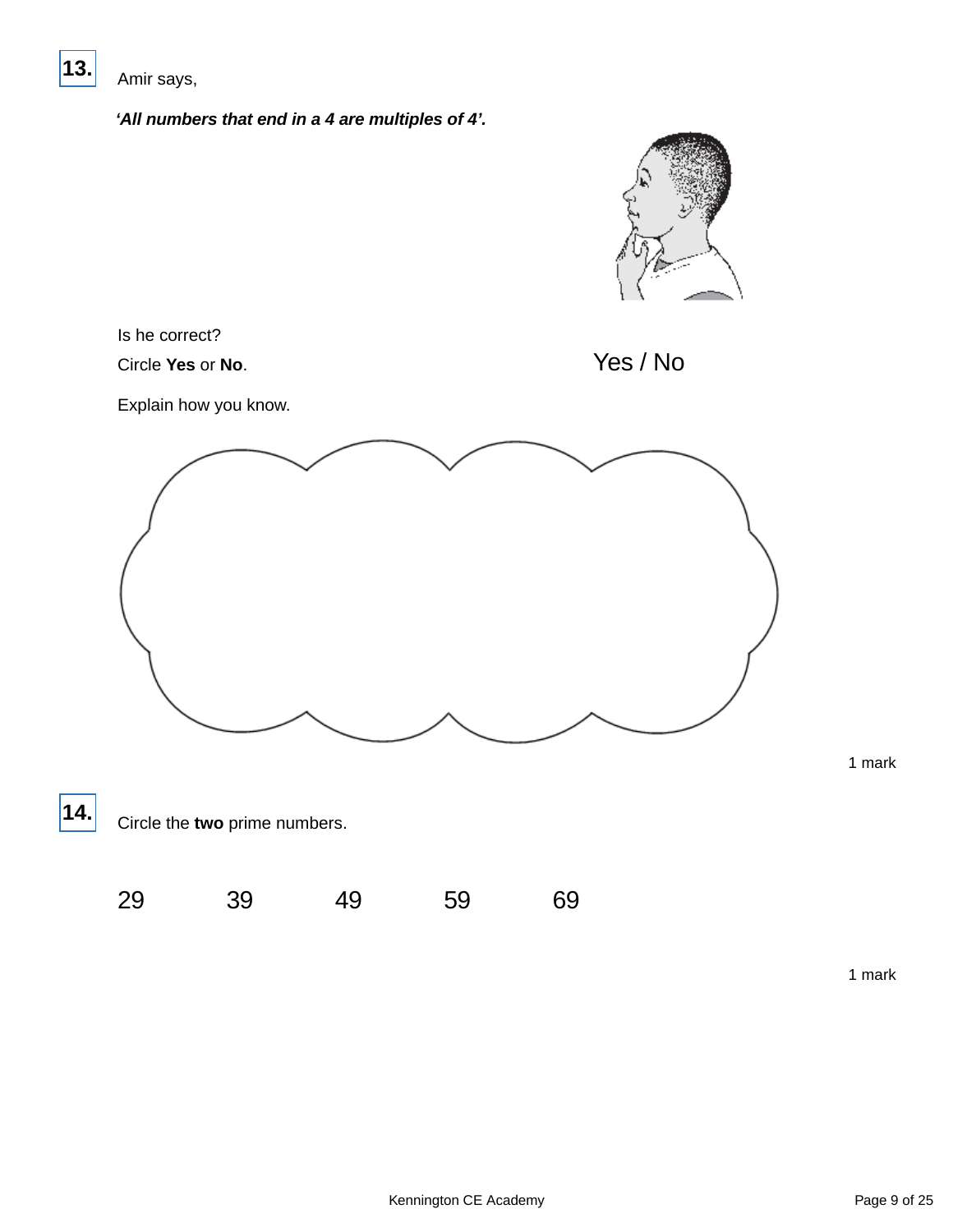**13.** Amir says,

***'All numbers that end in a 4 are multiples of 4'.***

Is he correct?

Circle **Yes** or **No**.

Yes / No

Explain how you know.

1 mark

**14.** Circle the **two** prime numbers.

29 39 49 59 69

1 mark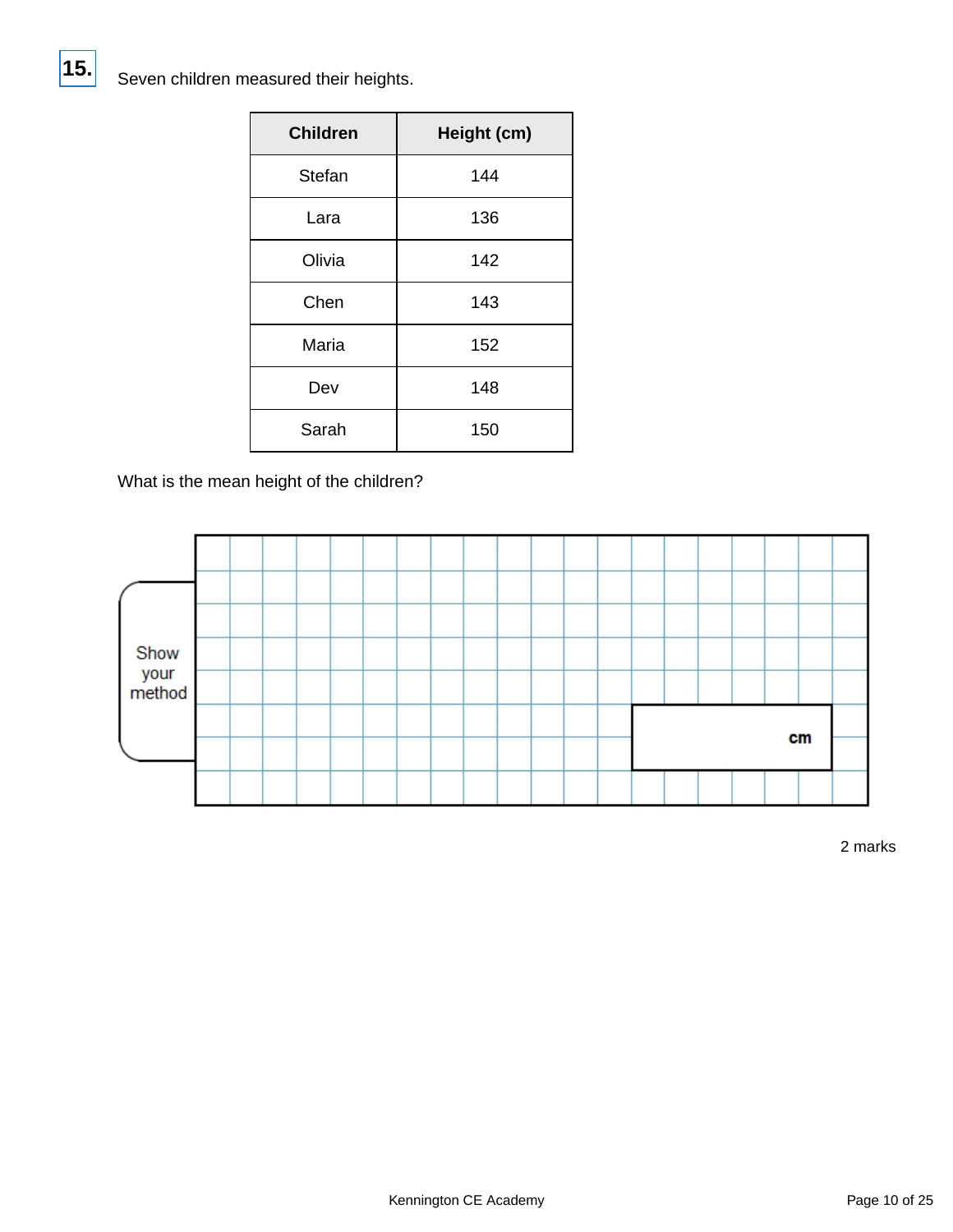**15.** Seven children measured their heights.

| Children | Height (cm) |
| --- | --- |
| Stefan | 144 |
| Lara | 136 |
| Olivia | 142 |
| Chen | 143 |
| Maria | 152 |
| Dev | 148 |
| Sarah | 150 |

What is the mean height of the children?

Show your method

cm

2 marks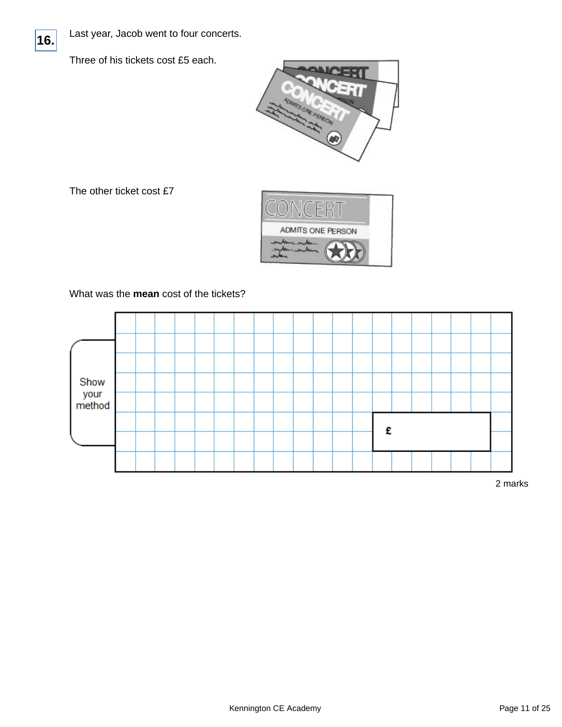**16.** Last year, Jacob went to four concerts.

Three of his tickets cost £5 each.

The other ticket cost £7

What was the **mean** cost of the tickets?

Show your method

£

2 marks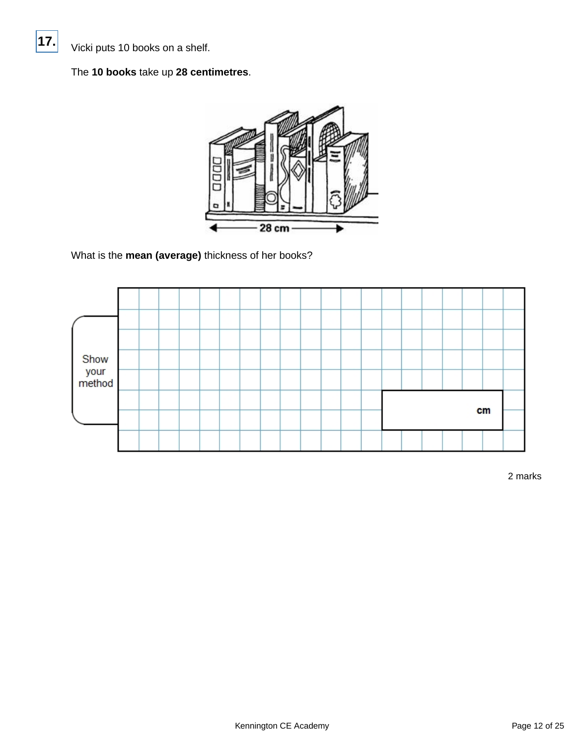**17.**

Vicki puts 10 books on a shelf.

The **10 books** take up **28 centimetres**.

What is the **mean (average)** thickness of her books?

Show your method

cm

2 marks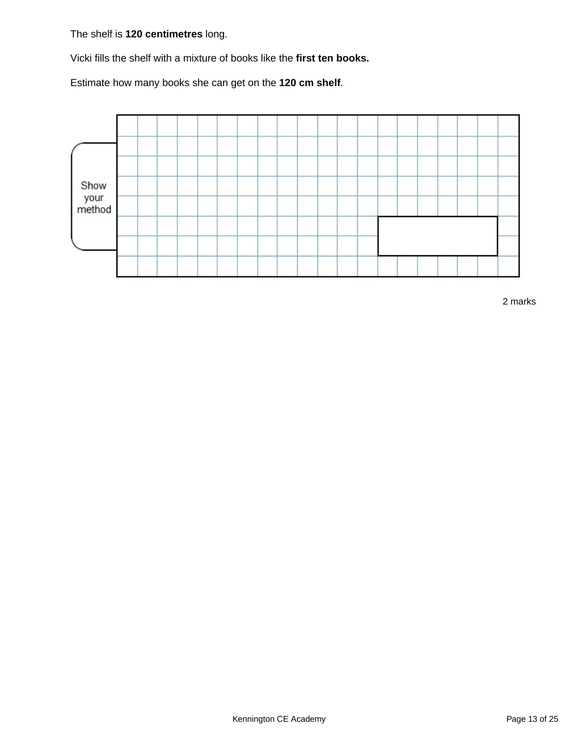The shelf is **120 centimetres** long.

Vicki fills the shelf with a mixture of books like the **first ten books.**

Estimate how many books she can get on the **120 cm shelf**.

Show your method

2 marks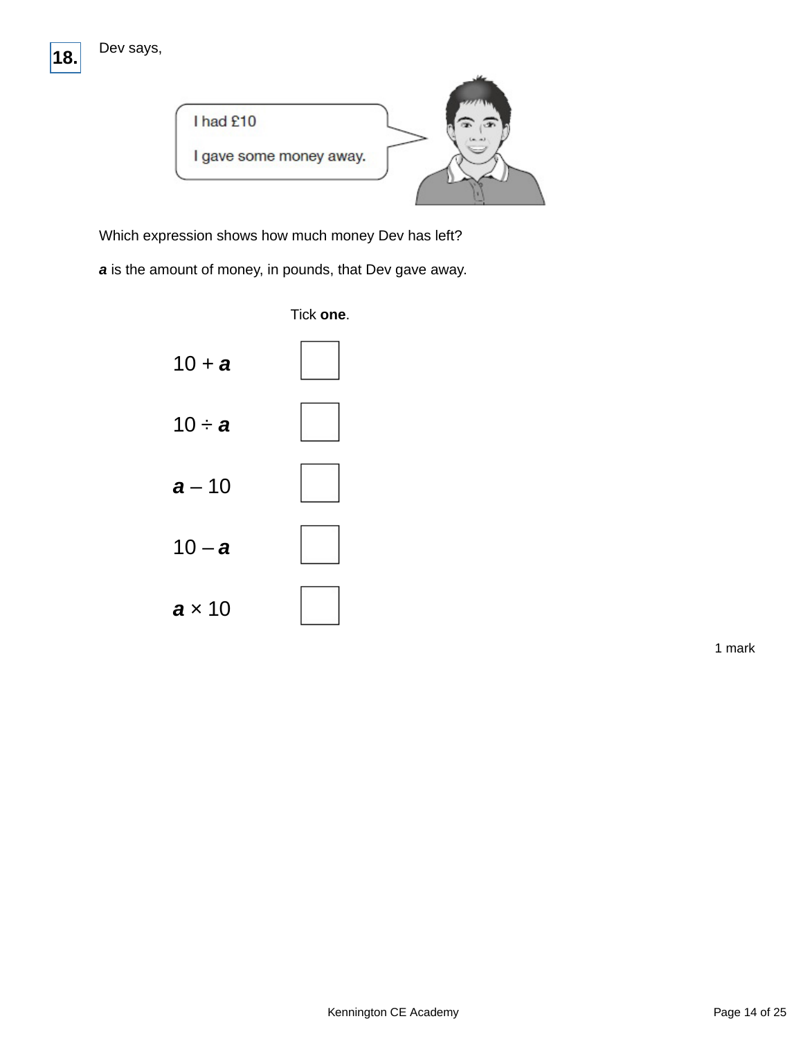**18.** Dev says,

I had £10

I gave some money away.

Which expression shows how much money Dev has left?

***a*** is the amount of money, in pounds, that Dev gave away.

Tick **one**.

| | |
|---|---|
| $10 + \boldsymbol{a}$ | ☐ |
| $10 \div \boldsymbol{a}$ | ☐ |
| $\boldsymbol{a} - 10$ | ☐ |
| $10 - \boldsymbol{a}$ | ☐ |
| $\boldsymbol{a} \times 10$ | ☐ |

1 mark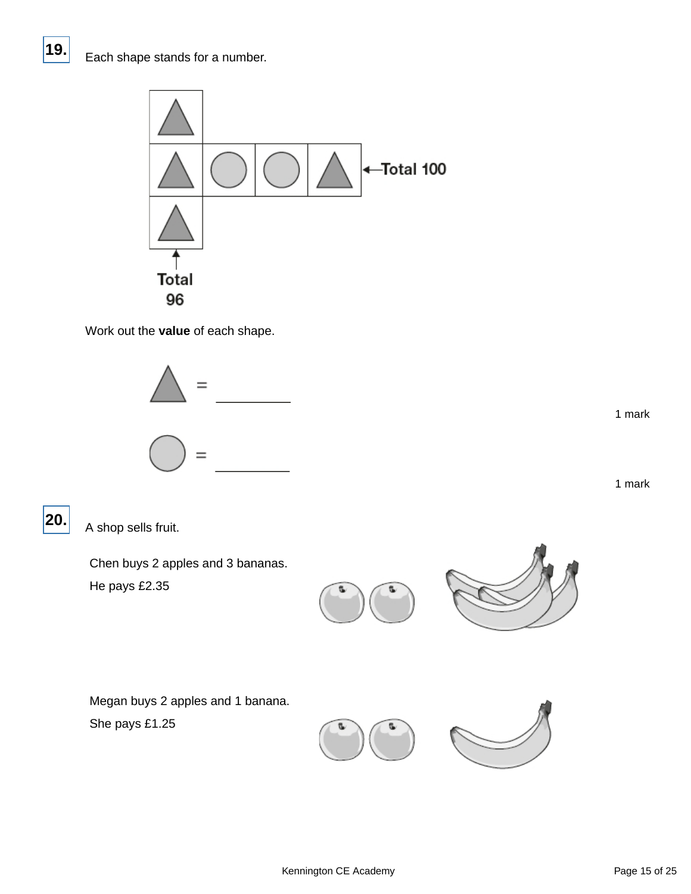**19.** Each shape stands for a number.

Total 100

Total 96

Work out the **value** of each shape.

△ = \_\_\_\_\_\_\_\_\_

1 mark

○ = \_\_\_\_\_\_\_\_\_

1 mark

**20.** A shop sells fruit.

Chen buys 2 apples and 3 bananas.

He pays £2.35

Megan buys 2 apples and 1 banana.

She pays £1.25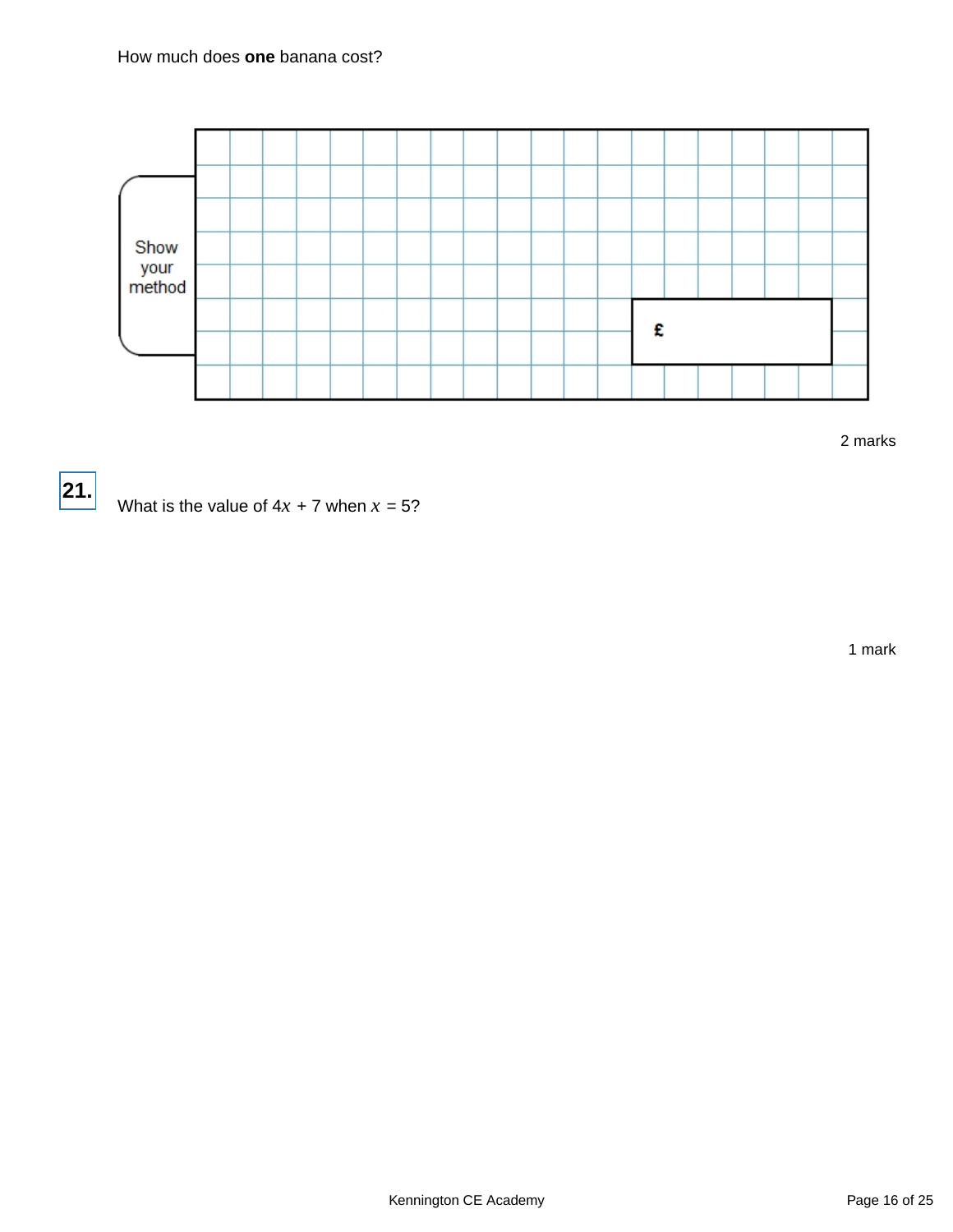How much does **one** banana cost?

Show your method

£

2 marks

**21.**

What is the value of $4x + 7$ when $x = 5$?

1 mark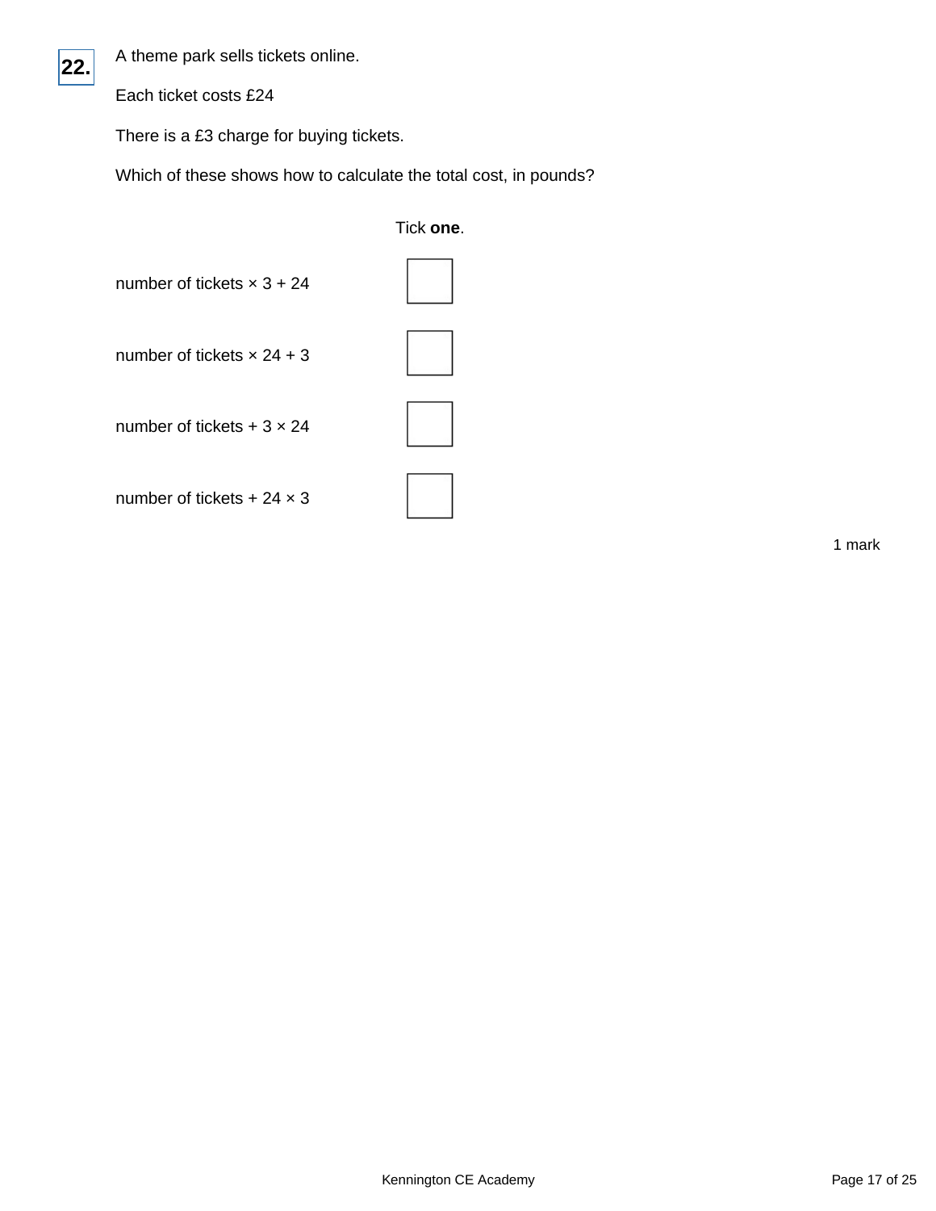**22.** A theme park sells tickets online.

Each ticket costs £24

There is a £3 charge for buying tickets.

Which of these shows how to calculate the total cost, in pounds?

Tick **one**.

number of tickets × 3 + 24 ☐

number of tickets × 24 + 3 ☐

number of tickets + 3 × 24 ☐

number of tickets + 24 × 3 ☐

1 mark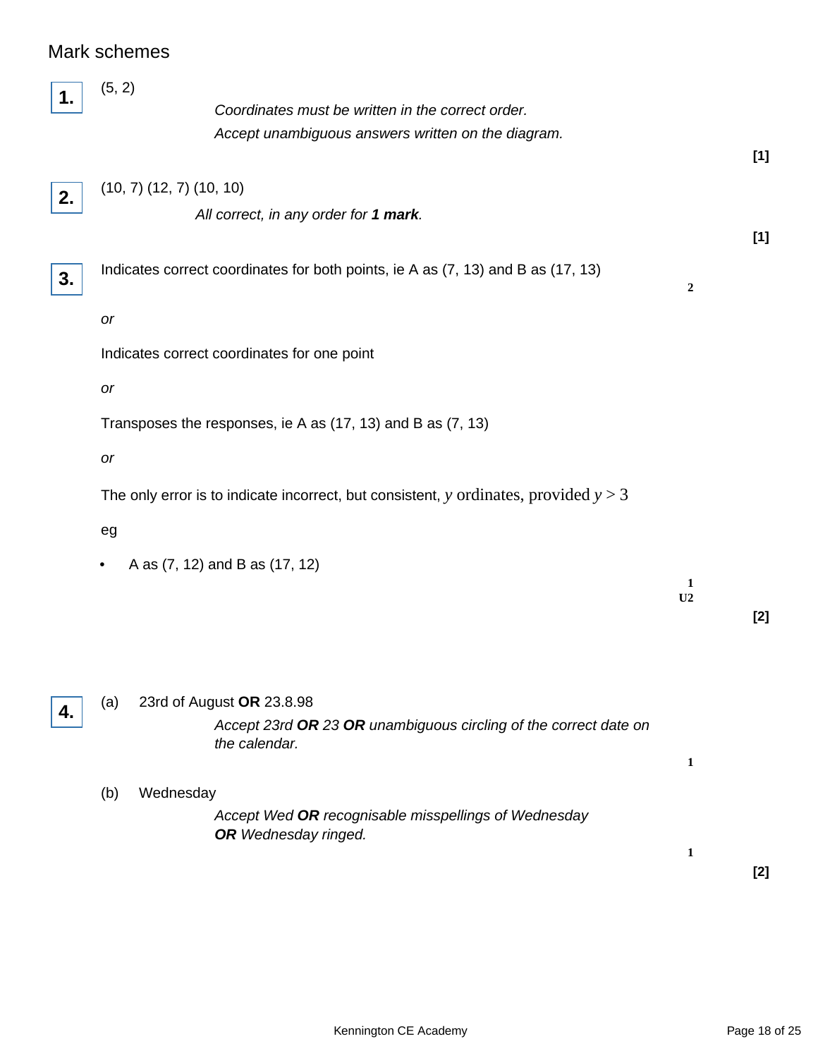## Mark schemes

**1.** (5, 2)

*Coordinates must be written in the correct order.*
*Accept unambiguous answers written on the diagram.*

**[1]**

**2.** (10, 7) (12, 7) (10, 10)

*All correct, in any order for **1 mark**.*

**[1]**

**3.** Indicates correct coordinates for both points, ie A as (7, 13) and B as (17, 13)

2

*or*

Indicates correct coordinates for one point

*or*

Transposes the responses, ie A as (17, 13) and B as (7, 13)

*or*

The only error is to indicate incorrect, but consistent, $y$ ordinates, provided $y > 3$

eg

- A as (7, 12) and B as (17, 12)

1
U2

**[2]**

**4.** (a) 23rd of August **OR** 23.8.98

*Accept 23rd **OR** 23 **OR** unambiguous circling of the correct date on the calendar.*

1

(b) Wednesday

*Accept Wed **OR** recognisable misspellings of Wednesday **OR** Wednesday ringed.*

1

**[2]**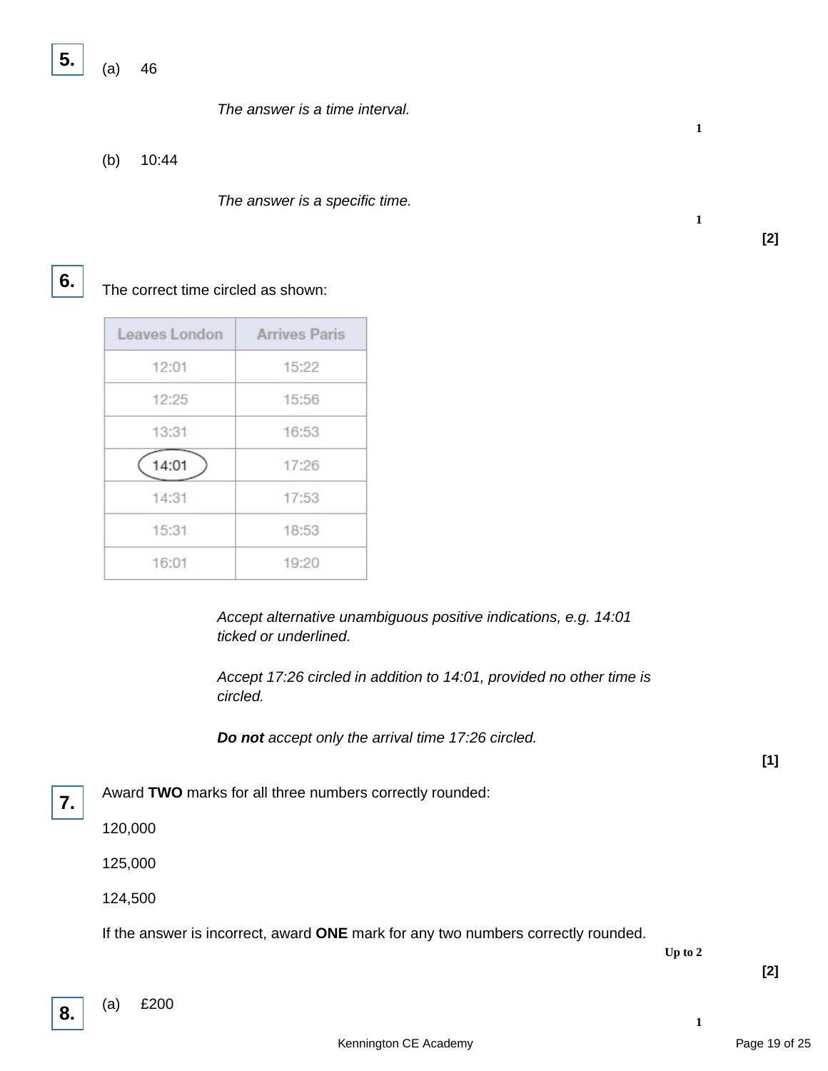**5.**

(a) 46

*The answer is a time interval.*

1

(b) 10:44

*The answer is a specific time.*

1

**[2]**

**6.**

The correct time circled as shown:

| Leaves London | Arrives Paris |
| --- | --- |
| 12:01 | 15:22 |
| 12:25 | 15:56 |
| 13:31 | 16:53 |
| (14:01) | 17:26 |
| 14:31 | 17:53 |
| 15:31 | 18:53 |
| 16:01 | 19:20 |

*Accept alternative unambiguous positive indications, e.g. 14:01 ticked or underlined.*

*Accept 17:26 circled in addition to 14:01, provided no other time is circled.*

***Do not** accept only the arrival time 17:26 circled.*

**[1]**

**7.**

Award **TWO** marks for all three numbers correctly rounded:

120,000

125,000

124,500

If the answer is incorrect, award **ONE** mark for any two numbers correctly rounded.

Up to 2

**[2]**

**8.**

(a) £200

1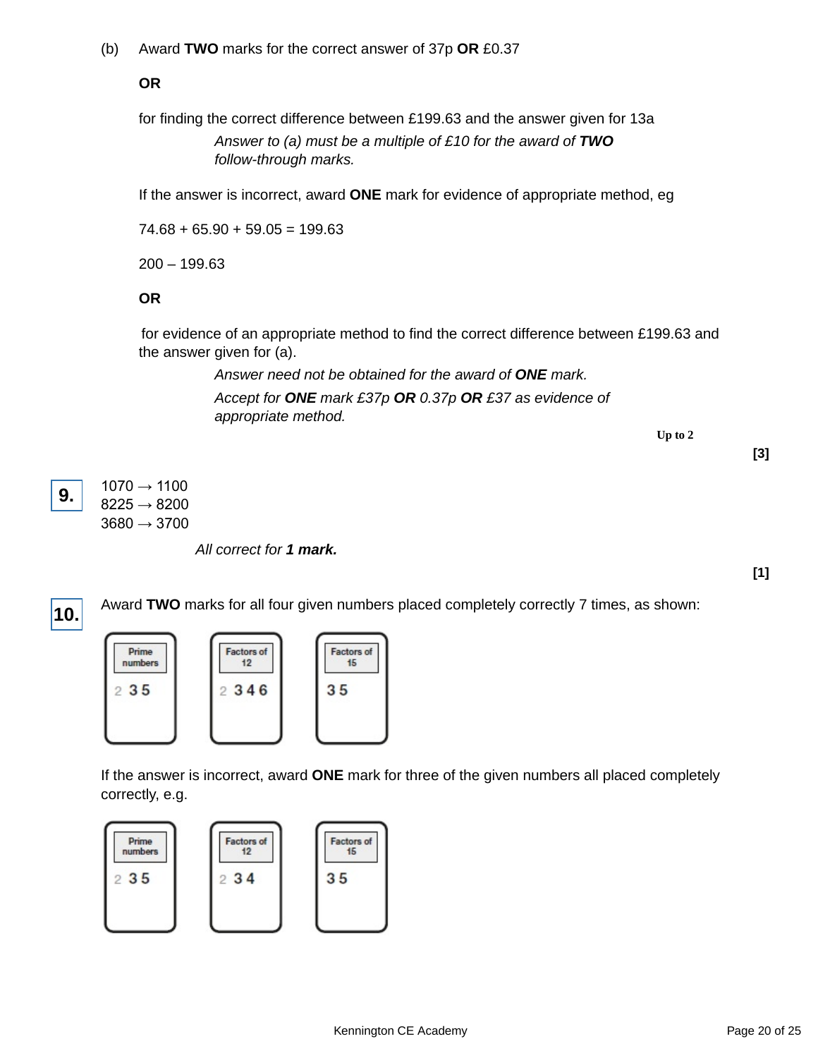(b) Award **TWO** marks for the correct answer of 37p **OR** £0.37

**OR**

for finding the correct difference between £199.63 and the answer given for 13a

*Answer to (a) must be a multiple of £10 for the award of* ***TWO*** *follow-through marks.*

If the answer is incorrect, award **ONE** mark for evidence of appropriate method, eg

74.68 + 65.90 + 59.05 = 199.63

200 – 199.63

**OR**

for evidence of an appropriate method to find the correct difference between £199.63 and the answer given for (a).

*Answer need not be obtained for the award of* ***ONE*** *mark.*

*Accept for* ***ONE*** *mark £37p* ***OR*** *0.37p* ***OR*** *£37 as evidence of appropriate method.*

**Up to 2**

**[3]**

**9.**

1070 → 1100
8225 → 8200
3680 → 3700

*All correct for* ***1 mark.***

**[1]**

**10.**

Award **TWO** marks for all four given numbers placed completely correctly 7 times, as shown:

| Prime numbers | Factors of 12 | Factors of 15 |
| --- | --- | --- |
| 2 3 5 | 2 3 4 6 | 3 5 |

If the answer is incorrect, award **ONE** mark for three of the given numbers all placed completely correctly, e.g.

| Prime numbers | Factors of 12 | Factors of 15 |
| --- | --- | --- |
| 2 3 5 | 2 3 4 | 3 5 |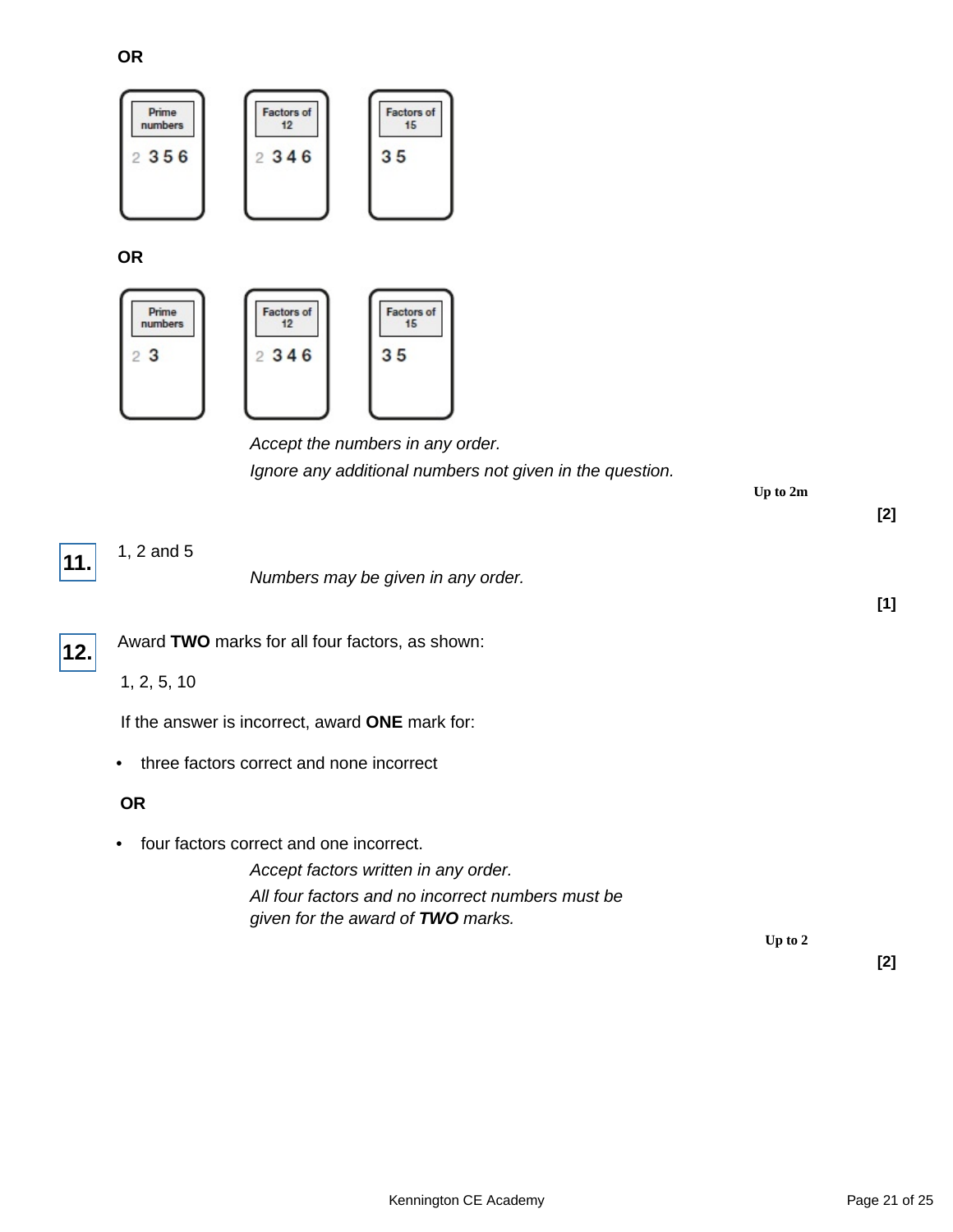**OR**

| Prime numbers | Factors of 12 | Factors of 15 |
| --- | --- | --- |
| 2 3 5 6 | 2 3 4 6 | 3 5 |

**OR**

| Prime numbers | Factors of 12 | Factors of 15 |
| --- | --- | --- |
| 2 3 | 2 3 4 6 | 3 5 |

*Accept the numbers in any order.*

*Ignore any additional numbers not given in the question.*

**Up to 2m**

**[2]**

**11.** 1, 2 and 5

*Numbers may be given in any order.*

**[1]**

**12.** Award **TWO** marks for all four factors, as shown:

1, 2, 5, 10

If the answer is incorrect, award **ONE** mark for:

- three factors correct and none incorrect

**OR**

- four factors correct and one incorrect.

*Accept factors written in any order.*

*All four factors and no incorrect numbers must be given for the award of **TWO** marks.*

**Up to 2**

**[2]**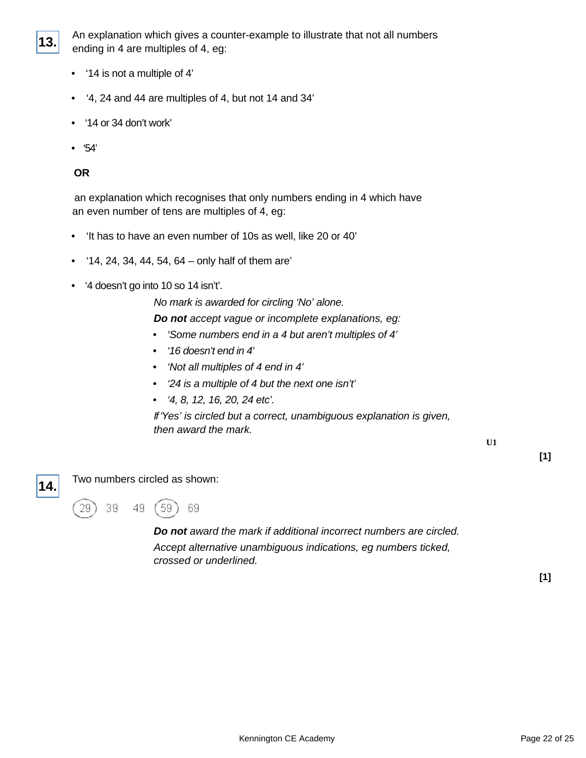**13.** An explanation which gives a counter-example to illustrate that not all numbers ending in 4 are multiples of 4, eg:

- '14 is not a multiple of 4'
- '4, 24 and 44 are multiples of 4, but not 14 and 34'
- '14 or 34 don't work'
- '54'

**OR**

an explanation which recognises that only numbers ending in 4 which have an even number of tens are multiples of 4, eg:

- 'It has to have an even number of 10s as well, like 20 or 40'
- '14, 24, 34, 44, 54, 64 – only half of them are'
- '4 doesn't go into 10 so 14 isn't'.

*No mark is awarded for circling 'No' alone.*

***Do not** accept vague or incomplete explanations, eg:*

- *'Some numbers end in a 4 but aren't multiples of 4'*
- *'16 doesn't end in 4'*
- *'Not all multiples of 4 end in 4'*
- *'24 is a multiple of 4 but the next one isn't'*
- *'4, 8, 12, 16, 20, 24 etc'.*

*If 'Yes' is circled but a correct, unambiguous explanation is given, then award the mark.*

U1

[1]

**14.** Two numbers circled as shown:

(29) 39 49 (59) 69

***Do not** award the mark if additional incorrect numbers are circled.*

*Accept alternative unambiguous indications, eg numbers ticked, crossed or underlined.*

[1]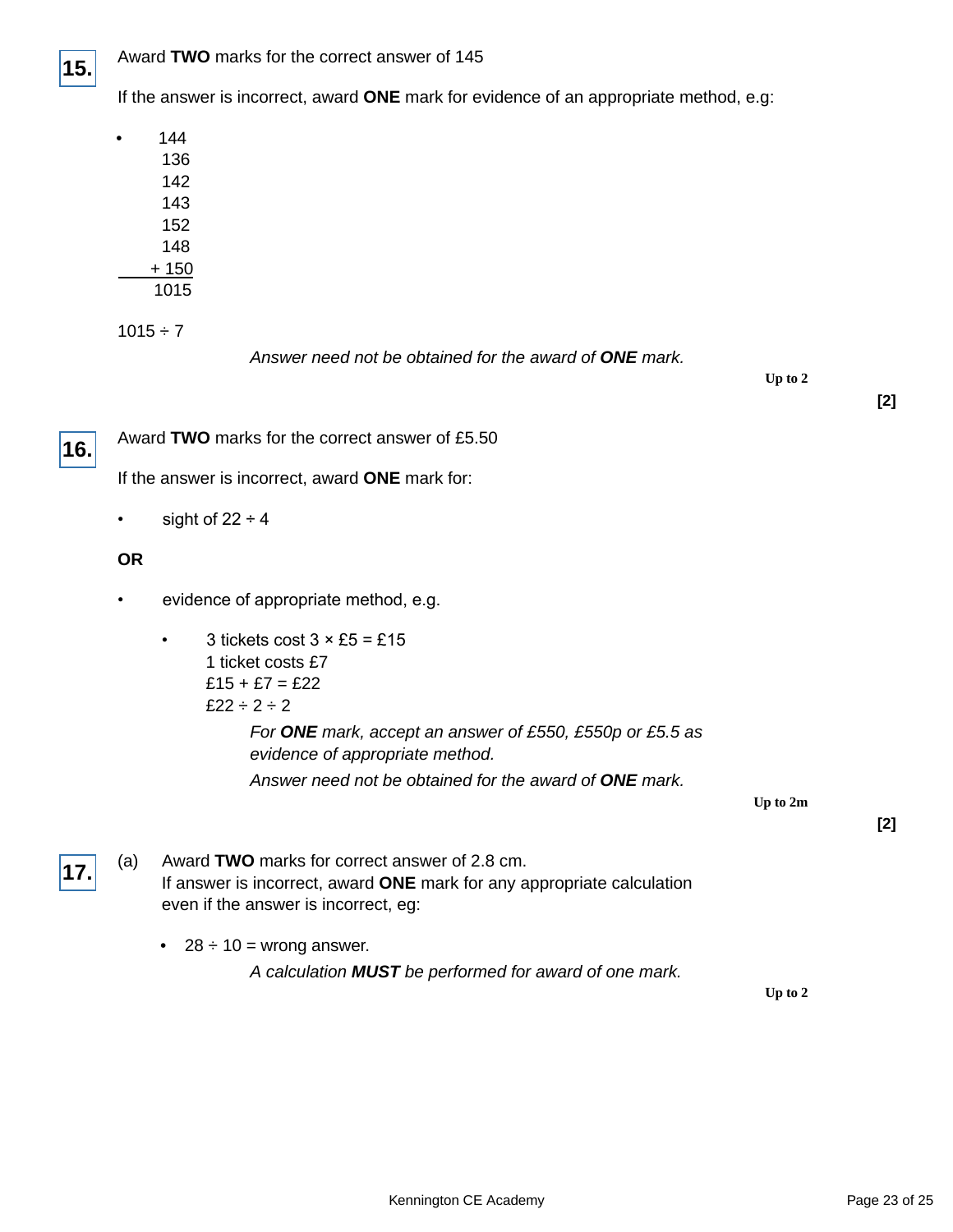**15.** Award **TWO** marks for the correct answer of 145

If the answer is incorrect, award **ONE** mark for evidence of an appropriate method, e.g:

- 
```
   144
   136
   142
   143
   152
   148
 + 150
  1015
```

1015 ÷ 7

*Answer need not be obtained for the award of **ONE** mark.*

Up to 2

**[2]**

**16.** Award **TWO** marks for the correct answer of £5.50

If the answer is incorrect, award **ONE** mark for:

- sight of 22 ÷ 4

**OR**

- evidence of appropriate method, e.g.
    - 3 tickets cost 3 × £5 = £15  
      1 ticket costs £7  
      £15 + £7 = £22  
      £22 ÷ 2 ÷ 2

*For **ONE** mark, accept an answer of £550, £550p or £5.5 as evidence of appropriate method.*

*Answer need not be obtained for the award of **ONE** mark.*

Up to 2m

**[2]**

**17.** (a) Award **TWO** marks for correct answer of 2.8 cm.  
If answer is incorrect, award **ONE** mark for any appropriate calculation even if the answer is incorrect, eg:

- 28 ÷ 10 = wrong answer.

*A calculation **MUST** be performed for award of one mark.*

Up to 2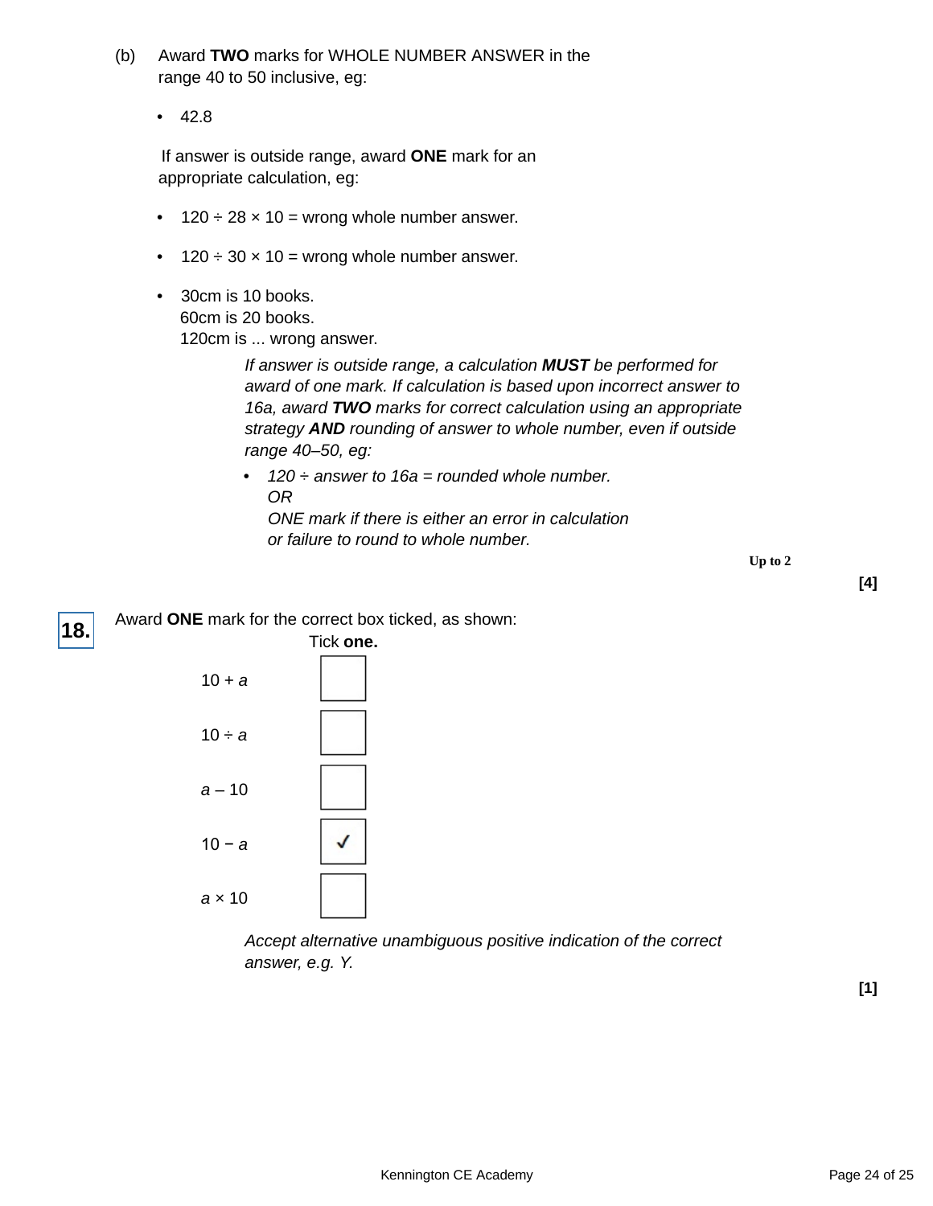(b) Award **TWO** marks for WHOLE NUMBER ANSWER in the range 40 to 50 inclusive, eg:

- 42.8

If answer is outside range, award **ONE** mark for an appropriate calculation, eg:

- $120 \div 28 \times 10$ = wrong whole number answer.
- $120 \div 30 \times 10$ = wrong whole number answer.
- 30cm is 10 books.
  60cm is 20 books.
  120cm is ... wrong answer.

*If answer is outside range, a calculation **MUST** be performed for award of one mark. If calculation is based upon incorrect answer to 16a, award **TWO** marks for correct calculation using an appropriate strategy **AND** rounding of answer to whole number, even if outside range 40–50, eg:*

- *$120 \div$ answer to 16a = rounded whole number.*
  *OR*
  *ONE mark if there is either an error in calculation or failure to round to whole number.*

**Up to 2**

**[4]**

**18.** Award **ONE** mark for the correct box ticked, as shown:

| | Tick **one.** |
|---|---|
| $10 + a$ | |
| $10 \div a$ | |
| $a - 10$ | |
| $10 - a$ | ✓ |
| $a \times 10$ | |

*Accept alternative unambiguous positive indication of the correct answer, e.g. Y.*

**[1]**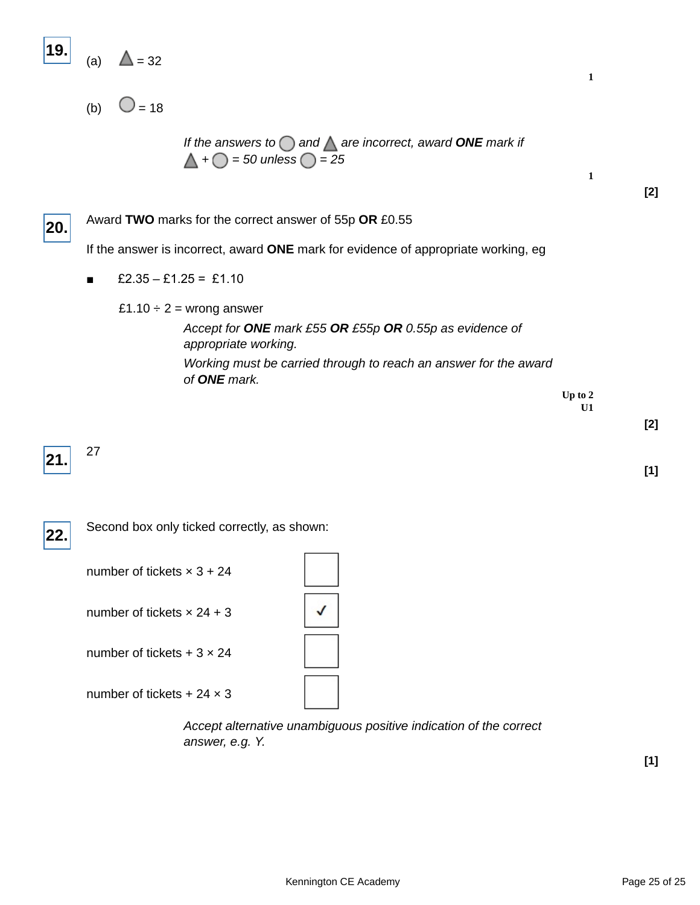**19.**

(a) △ = 32

1

(b) ○ = 18

*If the answers to ○ and △ are incorrect, award **ONE** mark if △ + ○ = 50 unless ○ = 25*

1

**[2]**

**20.**

Award **TWO** marks for the correct answer of 55p **OR** £0.55

If the answer is incorrect, award **ONE** mark for evidence of appropriate working, eg

- £2.35 – £1.25 = £1.10

  £1.10 ÷ 2 = wrong answer

*Accept for **ONE** mark £55 **OR** £55p **OR** 0.55p as evidence of appropriate working.*

*Working must be carried through to reach an answer for the award of **ONE** mark.*

Up to 2
U1

**[2]**

**21.**

27

**[1]**

**22.**

Second box only ticked correctly, as shown:

| | |
|---|---|
| number of tickets × 3 + 24 | ☐ |
| number of tickets × 24 + 3 | ✓ |
| number of tickets + 3 × 24 | ☐ |
| number of tickets + 24 × 3 | ☐ |

*Accept alternative unambiguous positive indication of the correct answer, e.g. Y.*

**[1]**